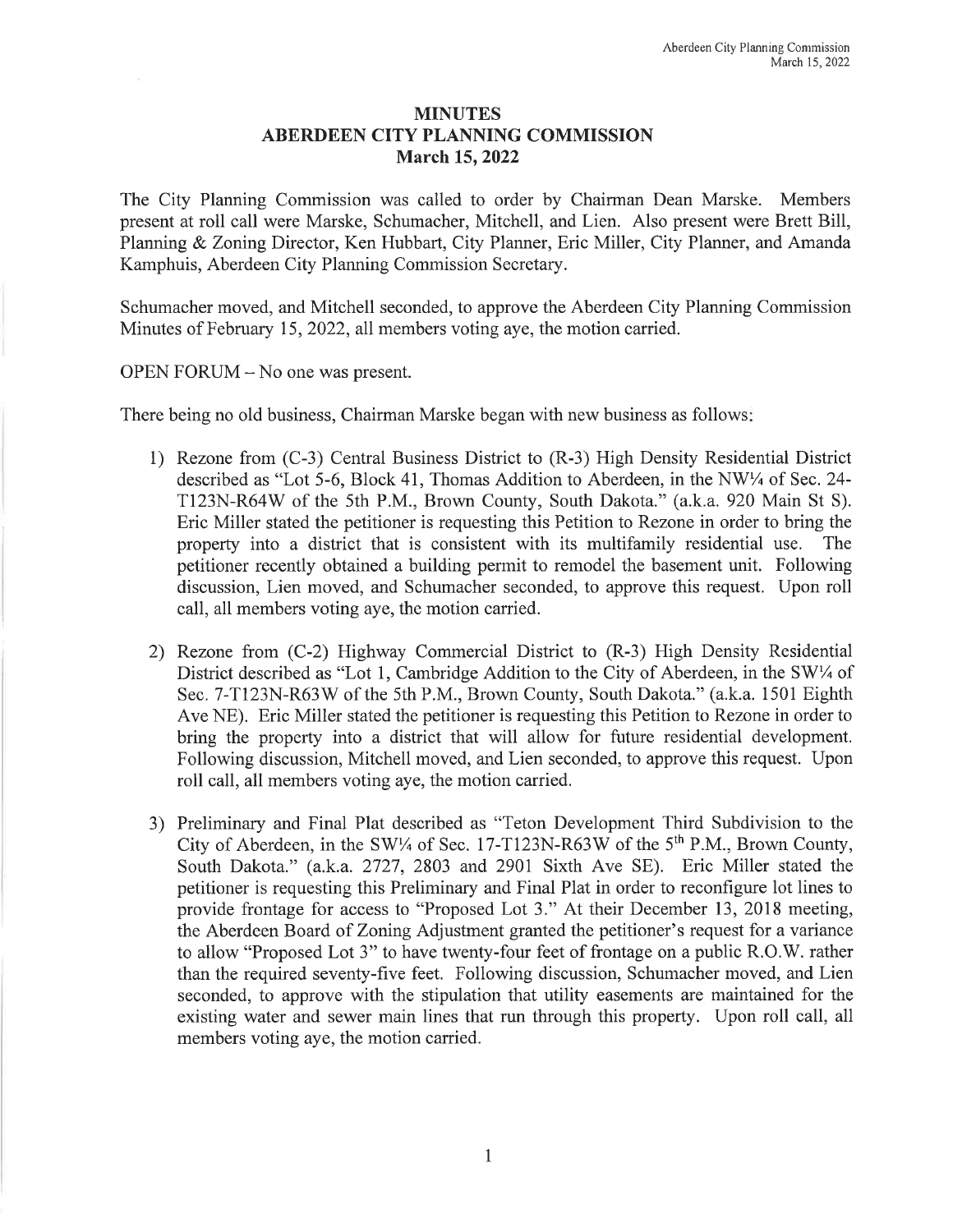# MINUTES
# ABERDEEN CITY PLANNING COMMISSION
## March 15, 2022

The City Planning Commission was called to order by Chairman Dean Marske. Members present at roll call were Marske, Schumacher, Mitchell, and Lien. Also present were Brett Bill, Planning & Zoning Director, Ken Hubbart, City Planner, Eric Miller, City Planner, and Amanda Kamphuis, Aberdeen City Planning Commission Secretary.

Schumacher moved, and Mitchell seconded, to approve the Aberdeen City Planning Commission Minutes of February 15, 2022, all members voting aye, the motion carried.

OPEN FORUM – No one was present.

There being no old business, Chairman Marske began with new business as follows:

1) Rezone from (C-3) Central Business District to (R-3) High Density Residential District described as "Lot 5-6, Block 41, Thomas Addition to Aberdeen, in the NW¼ of Sec. 24-T123N-R64W of the 5th P.M., Brown County, South Dakota." (a.k.a. 920 Main St S). Eric Miller stated the petitioner is requesting this Petition to Rezone in order to bring the property into a district that is consistent with its multifamily residential use. The petitioner recently obtained a building permit to remodel the basement unit. Following discussion, Lien moved, and Schumacher seconded, to approve this request. Upon roll call, all members voting aye, the motion carried.

2) Rezone from (C-2) Highway Commercial District to (R-3) High Density Residential District described as "Lot 1, Cambridge Addition to the City of Aberdeen, in the SW¼ of Sec. 7-T123N-R63W of the 5th P.M., Brown County, South Dakota." (a.k.a. 1501 Eighth Ave NE). Eric Miller stated the petitioner is requesting this Petition to Rezone in order to bring the property into a district that will allow for future residential development. Following discussion, Mitchell moved, and Lien seconded, to approve this request. Upon roll call, all members voting aye, the motion carried.

3) Preliminary and Final Plat described as "Teton Development Third Subdivision to the City of Aberdeen, in the SW¼ of Sec. 17-T123N-R63W of the 5th P.M., Brown County, South Dakota." (a.k.a. 2727, 2803 and 2901 Sixth Ave SE). Eric Miller stated the petitioner is requesting this Preliminary and Final Plat in order to reconfigure lot lines to provide frontage for access to "Proposed Lot 3." At their December 13, 2018 meeting, the Aberdeen Board of Zoning Adjustment granted the petitioner's request for a variance to allow "Proposed Lot 3" to have twenty-four feet of frontage on a public R.O.W. rather than the required seventy-five feet. Following discussion, Schumacher moved, and Lien seconded, to approve with the stipulation that utility easements are maintained for the existing water and sewer main lines that run through this property. Upon roll call, all members voting aye, the motion carried.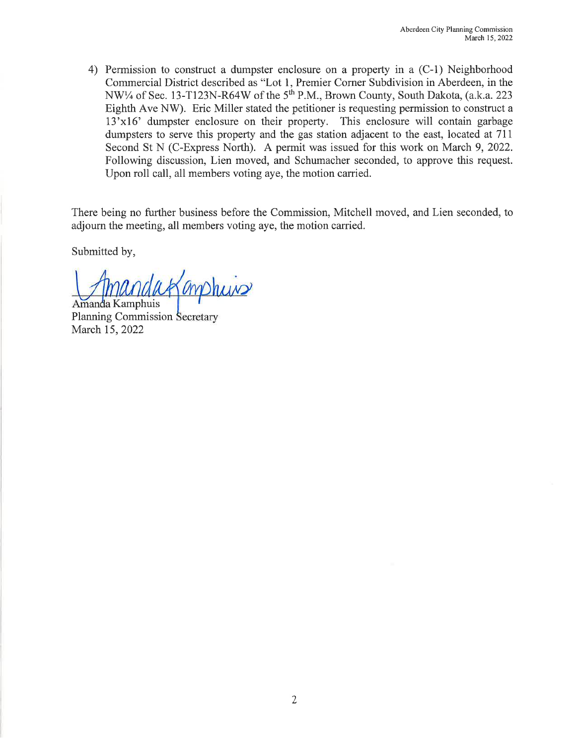4) Permission to construct a dumpster enclosure on a property in a (C-1) Neighborhood Commercial District described as "Lot 1, Premier Corner Subdivision in Aberdeen, in the NW¼ of Sec. 13-T123N-R64W of the 5th P.M., Brown County, South Dakota, (a.k.a. 223 Eighth Ave NW). Eric Miller stated the petitioner is requesting permission to construct a 13'x16' dumpster enclosure on their property. This enclosure will contain garbage dumpsters to serve this property and the gas station adjacent to the east, located at 711 Second St N (C-Express North). A permit was issued for this work on March 9, 2022. Following discussion, Lien moved, and Schumacher seconded, to approve this request. Upon roll call, all members voting aye, the motion carried.

There being no further business before the Commission, Mitchell moved, and Lien seconded, to adjourn the meeting, all members voting aye, the motion carried.

Submitted by,

Amanda Kamphuis
Planning Commission Secretary
March 15, 2022